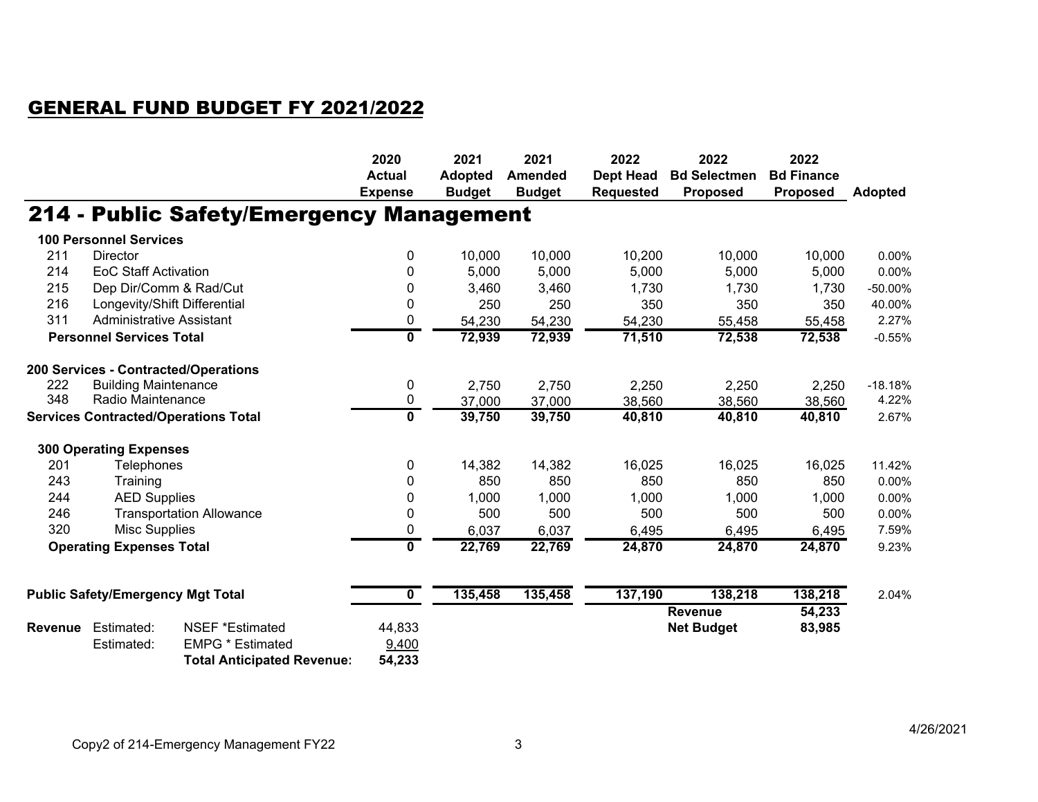## GENERAL FUND BUDGET FY 2021/2022

# 214 - Public Safety/Emergency Management

| | | | 2020 Actual Expense | 2021 Adopted Budget | 2021 Amended Budget | 2022 Dept Head Requested | 2022 Bd Selectmen Proposed | 2022 Bd Finance Proposed | Adopted |
|---|---|---|---|---|---|---|---|---|---|
| **100 Personnel Services** | | | | | | | | | |
| 211 | Director | | 0 | 10,000 | 10,000 | 10,200 | 10,000 | 10,000 | 0.00% |
| 214 | EoC Staff Activation | | 0 | 5,000 | 5,000 | 5,000 | 5,000 | 5,000 | 0.00% |
| 215 | Dep Dir/Comm & Rad/Cut | | 0 | 3,460 | 3,460 | 1,730 | 1,730 | 1,730 | -50.00% |
| 216 | Longevity/Shift Differential | | 0 | 250 | 250 | 350 | 350 | 350 | 40.00% |
| 311 | Administrative Assistant | | 0 | 54,230 | 54,230 | 54,230 | 55,458 | 55,458 | 2.27% |
| **Personnel Services Total** | | | **0** | **72,939** | **72,939** | **71,510** | **72,538** | **72,538** | -0.55% |
| **200 Services - Contracted/Operations** | | | | | | | | | |
| 222 | Building Maintenance | | 0 | 2,750 | 2,750 | 2,250 | 2,250 | 2,250 | -18.18% |
| 348 | Radio Maintenance | | 0 | 37,000 | 37,000 | 38,560 | 38,560 | 38,560 | 4.22% |
| **Services Contracted/Operations Total** | | | **0** | **39,750** | **39,750** | **40,810** | **40,810** | **40,810** | 2.67% |
| **300 Operating Expenses** | | | | | | | | | |
| 201 | Telephones | | 0 | 14,382 | 14,382 | 16,025 | 16,025 | 16,025 | 11.42% |
| 243 | Training | | 0 | 850 | 850 | 850 | 850 | 850 | 0.00% |
| 244 | AED Supplies | | 0 | 1,000 | 1,000 | 1,000 | 1,000 | 1,000 | 0.00% |
| 246 | Transportation Allowance | | 0 | 500 | 500 | 500 | 500 | 500 | 0.00% |
| 320 | Misc Supplies | | 0 | 6,037 | 6,037 | 6,495 | 6,495 | 6,495 | 7.59% |
| **Operating Expenses Total** | | | **0** | **22,769** | **22,769** | **24,870** | **24,870** | **24,870** | 9.23% |
| **Public Safety/Emergency Mgt Total** | | | **0** | **135,458** | **135,458** | **137,190** | **138,218** | **138,218** | 2.04% |
| | | | | | | | **Revenue** | **54,233** | |
| **Revenue** | Estimated: | NSEF *Estimated | 44,833 | | | | **Net Budget** | **83,985** | |
| | Estimated: | EMPG * Estimated | 9,400 | | | | | | |
| | | **Total Anticipated Revenue:** | **54,233** | | | | | | |

Copy2 of 214-Emergency Management FY22

4/26/2021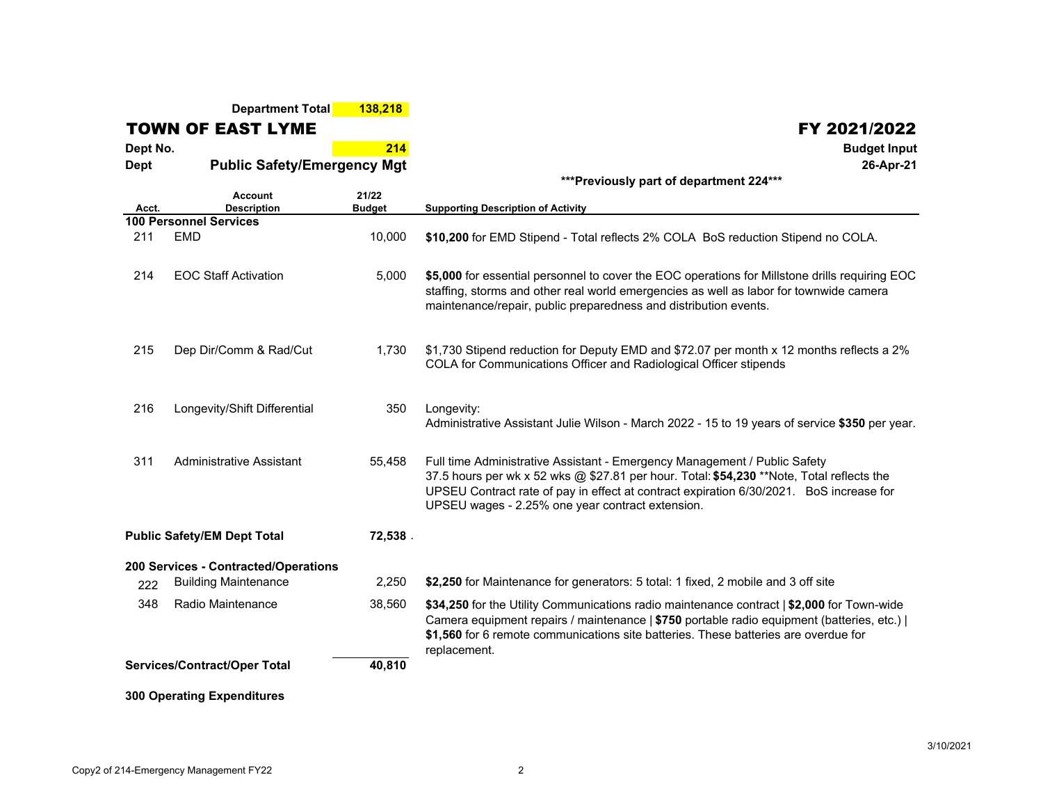**Department Total** **138,218**

# TOWN OF EAST LYME

# FY 2021/2022

**Dept No.** **214**

**Budget Input**

**Dept** **Public Safety/Emergency Mgt**

**26-Apr-21**

*****Previously part of department 224*****

| Acct. | Account Description | 21/22 Budget | Supporting Description of Activity |
|---|---|---|---|
| **100 Personnel Services** | | | |
| 211 | EMD | 10,000 | **$10,200** for EMD Stipend - Total reflects 2% COLA BoS reduction Stipend no COLA. |
| 214 | EOC Staff Activation | 5,000 | **$5,000** for essential personnel to cover the EOC operations for Millstone drills requiring EOC staffing, storms and other real world emergencies as well as labor for townwide camera maintenance/repair, public preparedness and distribution events. |
| 215 | Dep Dir/Comm & Rad/Cut | 1,730 | $1,730 Stipend reduction for Deputy EMD and $72.07 per month x 12 months reflects a 2% COLA for Communications Officer and Radiological Officer stipends |
| 216 | Longevity/Shift Differential | 350 | Longevity: Administrative Assistant Julie Wilson - March 2022 - 15 to 19 years of service **$350** per year. |
| 311 | Administrative Assistant | 55,458 | Full time Administrative Assistant - Emergency Management / Public Safety 37.5 hours per wk x 52 wks @ $27.81 per hour. Total: **$54,230** **Note, Total reflects the UPSEU Contract rate of pay in effect at contract expiration 6/30/2021. BoS increase for UPSEU wages - 2.25% one year contract extension. |
| **Public Safety/EM Dept Total** | | **72,538** | |
| **200 Services - Contracted/Operations** | | | |
| 222 | Building Maintenance | 2,250 | **$2,250** for Maintenance for generators: 5 total: 1 fixed, 2 mobile and 3 off site |
| 348 | Radio Maintenance | 38,560 | **$34,250** for the Utility Communications radio maintenance contract \| **$2,000** for Town-wide Camera equipment repairs / maintenance \| **$750** portable radio equipment (batteries, etc.) \| **$1,560** for 6 remote communications site batteries. These batteries are overdue for replacement. |
| **Services/Contract/Oper Total** | | **40,810** | |
| **300 Operating Expenditures** | | | |

3/10/2021

Copy2 of 214-Emergency Management FY22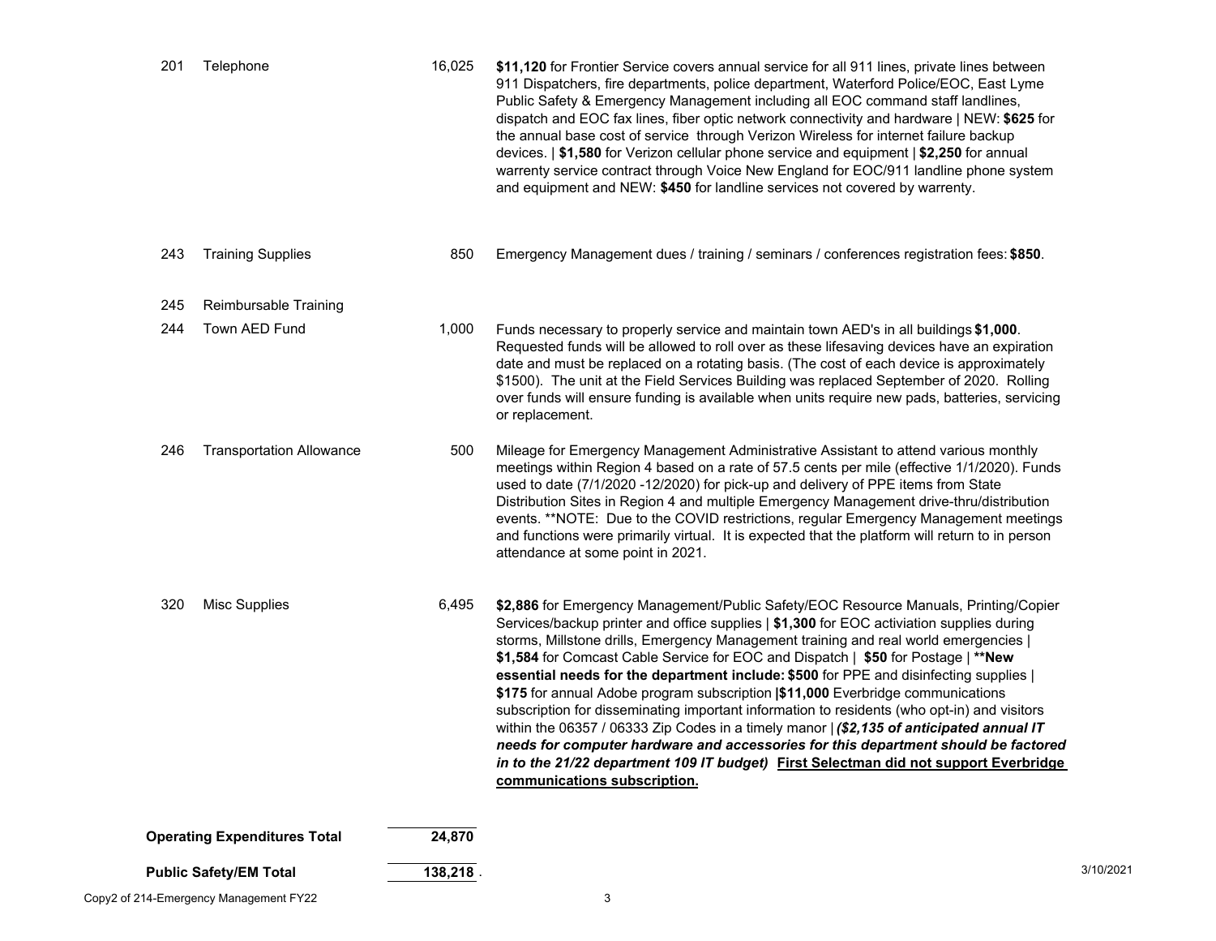| | | | |
|---|---|---|---|
| 201 | Telephone | 16,025 | **$11,120** for Frontier Service covers annual service for all 911 lines, private lines between 911 Dispatchers, fire departments, police department, Waterford Police/EOC, East Lyme Public Safety & Emergency Management including all EOC command staff landlines, dispatch and EOC fax lines, fiber optic network connectivity and hardware \| NEW: **$625** for the annual base cost of service through Verizon Wireless for internet failure backup devices. \| **$1,580** for Verizon cellular phone service and equipment \| **$2,250** for annual warrenty service contract through Voice New England for EOC/911 landline phone system and equipment and NEW: **$450** for landline services not covered by warrenty. |
| 243 | Training Supplies | 850 | Emergency Management dues / training / seminars / conferences registration fees: **$850**. |
| 245 | Reimbursable Training | | |
| 244 | Town AED Fund | 1,000 | Funds necessary to properly service and maintain town AED's in all buildings **$1,000**. Requested funds will be allowed to roll over as these lifesaving devices have an expiration date and must be replaced on a rotating basis. (The cost of each device is approximately $1500). The unit at the Field Services Building was replaced September of 2020. Rolling over funds will ensure funding is available when units require new pads, batteries, servicing or replacement. |
| 246 | Transportation Allowance | 500 | Mileage for Emergency Management Administrative Assistant to attend various monthly meetings within Region 4 based on a rate of 57.5 cents per mile (effective 1/1/2020). Funds used to date (7/1/2020 -12/2020) for pick-up and delivery of PPE items from State Distribution Sites in Region 4 and multiple Emergency Management drive-thru/distribution events. **NOTE: Due to the COVID restrictions, regular Emergency Management meetings and functions were primarily virtual. It is expected that the platform will return to in person attendance at some point in 2021. |
| 320 | Misc Supplies | 6,495 | **$2,886** for Emergency Management/Public Safety/EOC Resource Manuals, Printing/Copier Services/backup printer and office supplies \| **$1,300** for EOC activiation supplies during storms, Millstone drills, Emergency Management training and real world emergencies \| **$1,584** for Comcast Cable Service for EOC and Dispatch \| **$50** for Postage \| **\*\*New essential needs for the department include: $500** for PPE and disinfecting supplies \| **$175** for annual Adobe program subscription **\|$11,000** Everbridge communications subscription for disseminating important information to residents (who opt-in) and visitors within the 06357 / 06333 Zip Codes in a timely manor \| ***($2,135 of anticipated annual IT needs for computer hardware and accessories for this department should be factored in to the 21/22 department 109 IT budget)*** **First Selectman did not support Everbridge communications subscription.** |
| | **Operating Expenditures Total** | **24,870** | |
| | **Public Safety/EM Total** | **138,218** | |